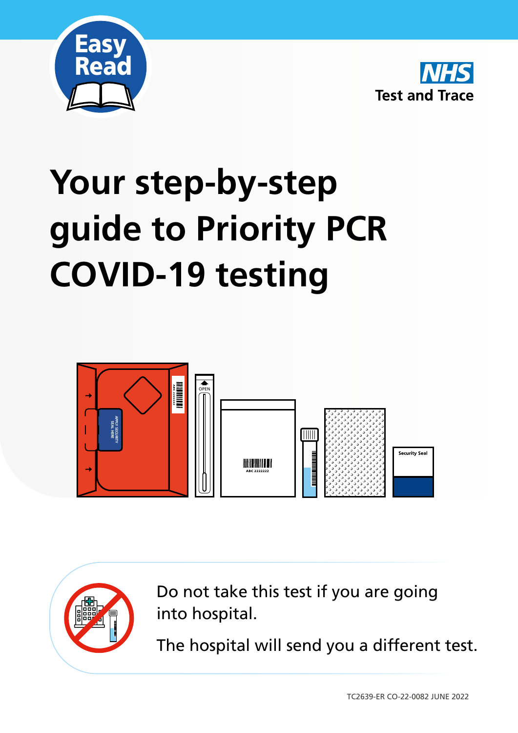Easy Read

NHS Test and Trace

# Your step-by-step guide to Priority PCR COVID-19 testing

Do not take this test if you are going into hospital.

The hospital will send you a different test.

TC2639-ER CO-22-0082 JUNE 2022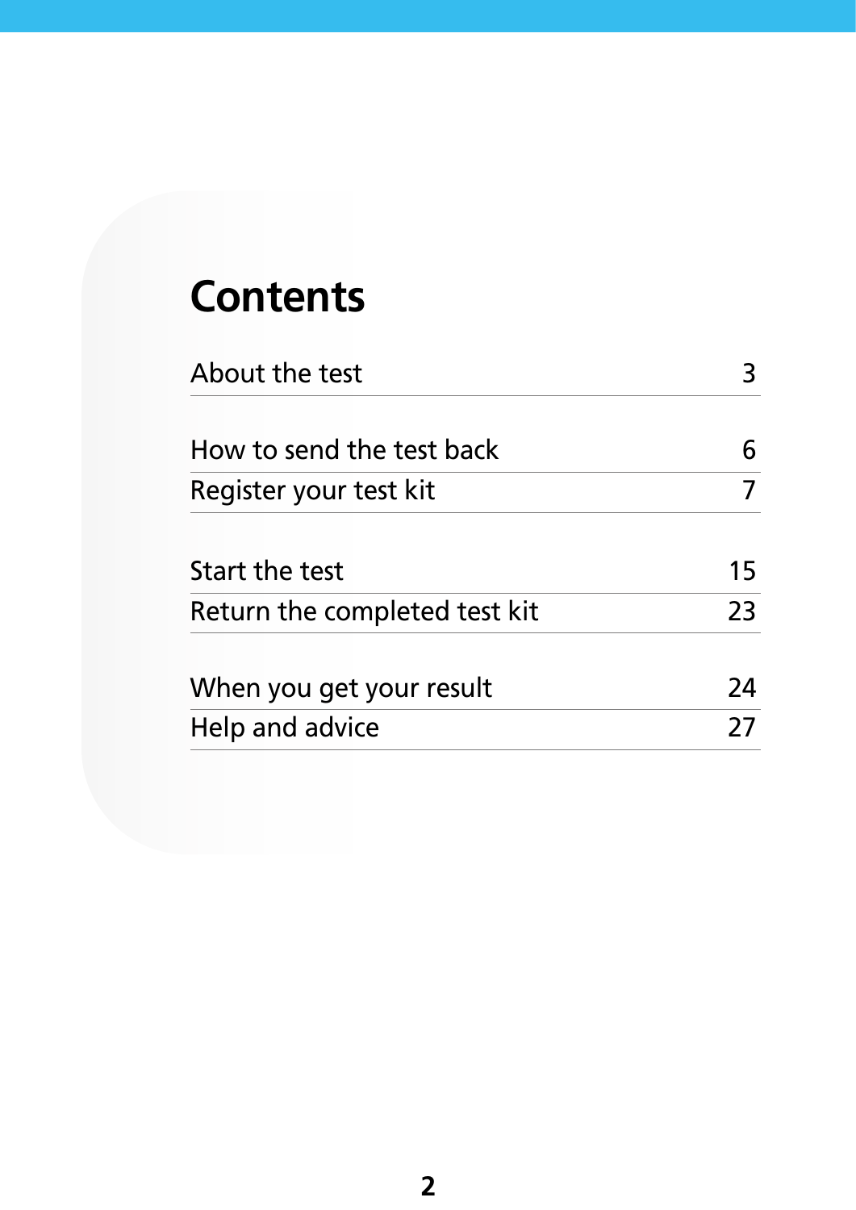# Contents

| | |
|---|---|
| About the test | 3 |
| How to send the test back | 6 |
| Register your test kit | 7 |
| Start the test | 15 |
| Return the completed test kit | 23 |
| When you get your result | 24 |
| Help and advice | 27 |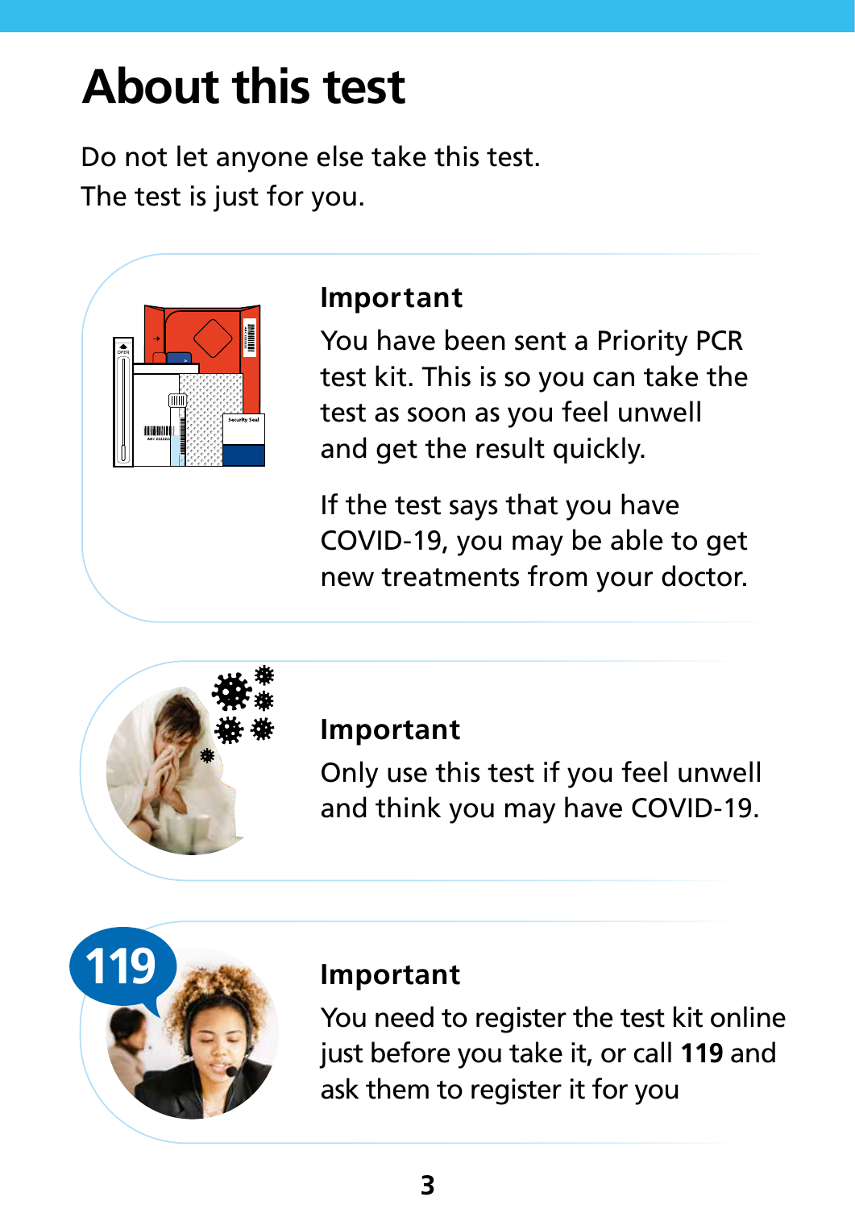# About this test

Do not let anyone else take this test.
The test is just for you.

### Important

You have been sent a Priority PCR test kit. This is so you can take the test as soon as you feel unwell and get the result quickly.

If the test says that you have COVID-19, you may be able to get new treatments from your doctor.

### Important

Only use this test if you feel unwell and think you may have COVID-19.

### Important

You need to register the test kit online just before you take it, or call **119** and ask them to register it for you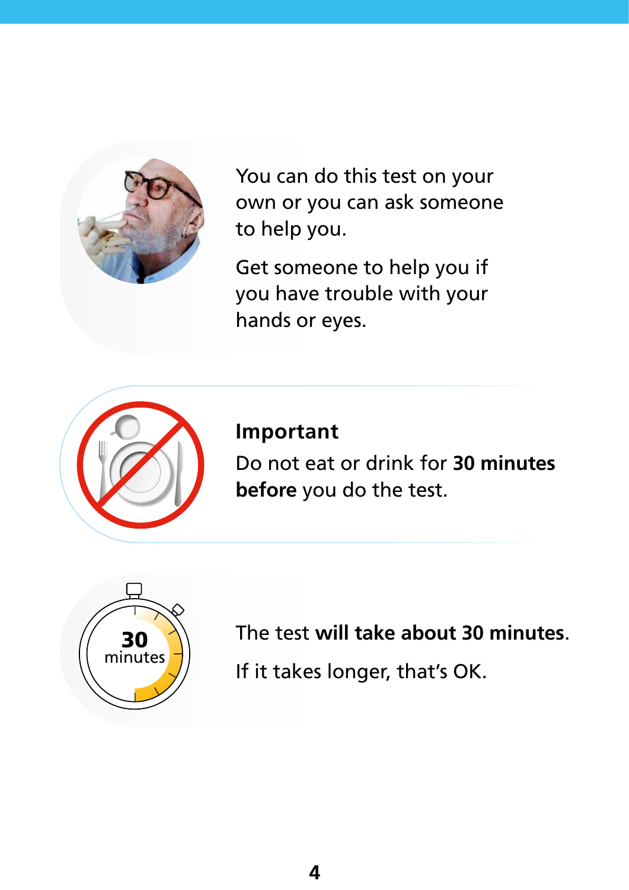You can do this test on your own or you can ask someone to help you.

Get someone to help you if you have trouble with your hands or eyes.

**Important**

Do not eat or drink for **30 minutes before** you do the test.

The test **will take about 30 minutes**.

If it takes longer, that's OK.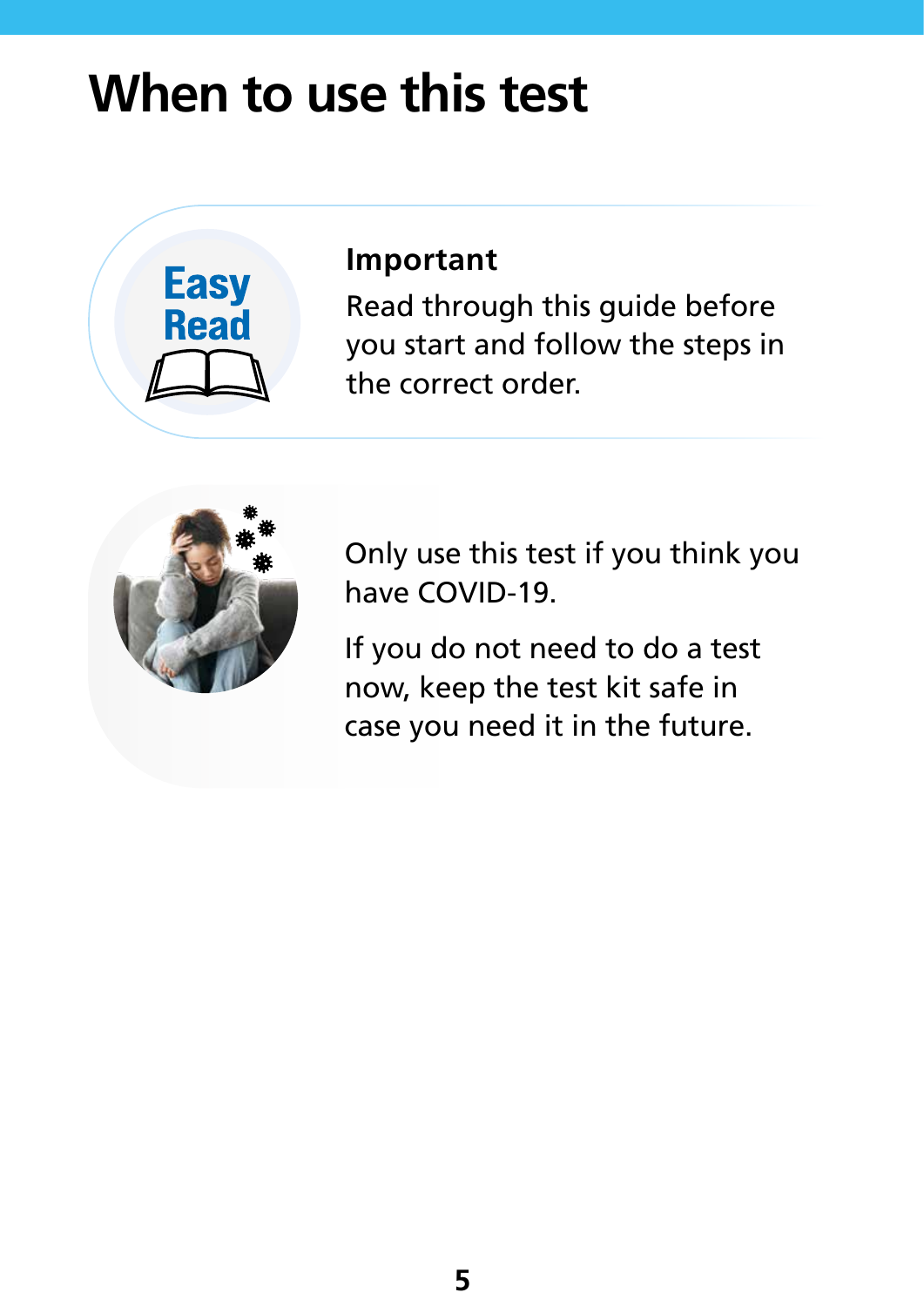# When to use this test

Easy Read

**Important**

Read through this guide before you start and follow the steps in the correct order.

Only use this test if you think you have COVID-19.

If you do not need to do a test now, keep the test kit safe in case you need it in the future.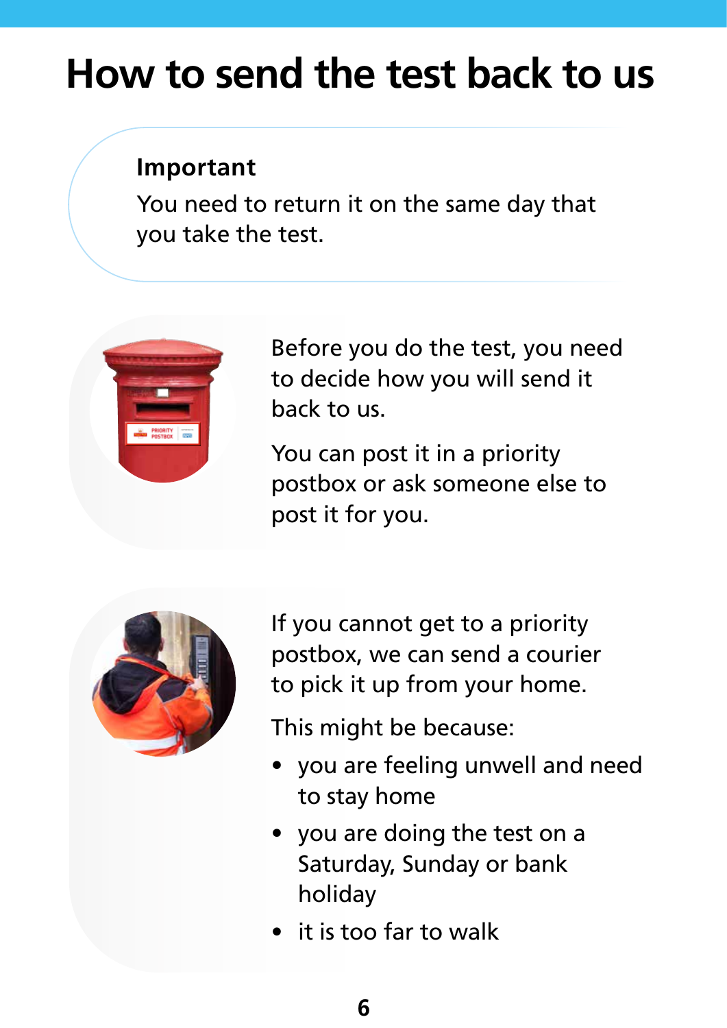# How to send the test back to us

**Important**

You need to return it on the same day that you take the test.

Before you do the test, you need to decide how you will send it back to us.

You can post it in a priority postbox or ask someone else to post it for you.

If you cannot get to a priority postbox, we can send a courier to pick it up from your home.

This might be because:

- you are feeling unwell and need to stay home
- you are doing the test on a Saturday, Sunday or bank holiday
- it is too far to walk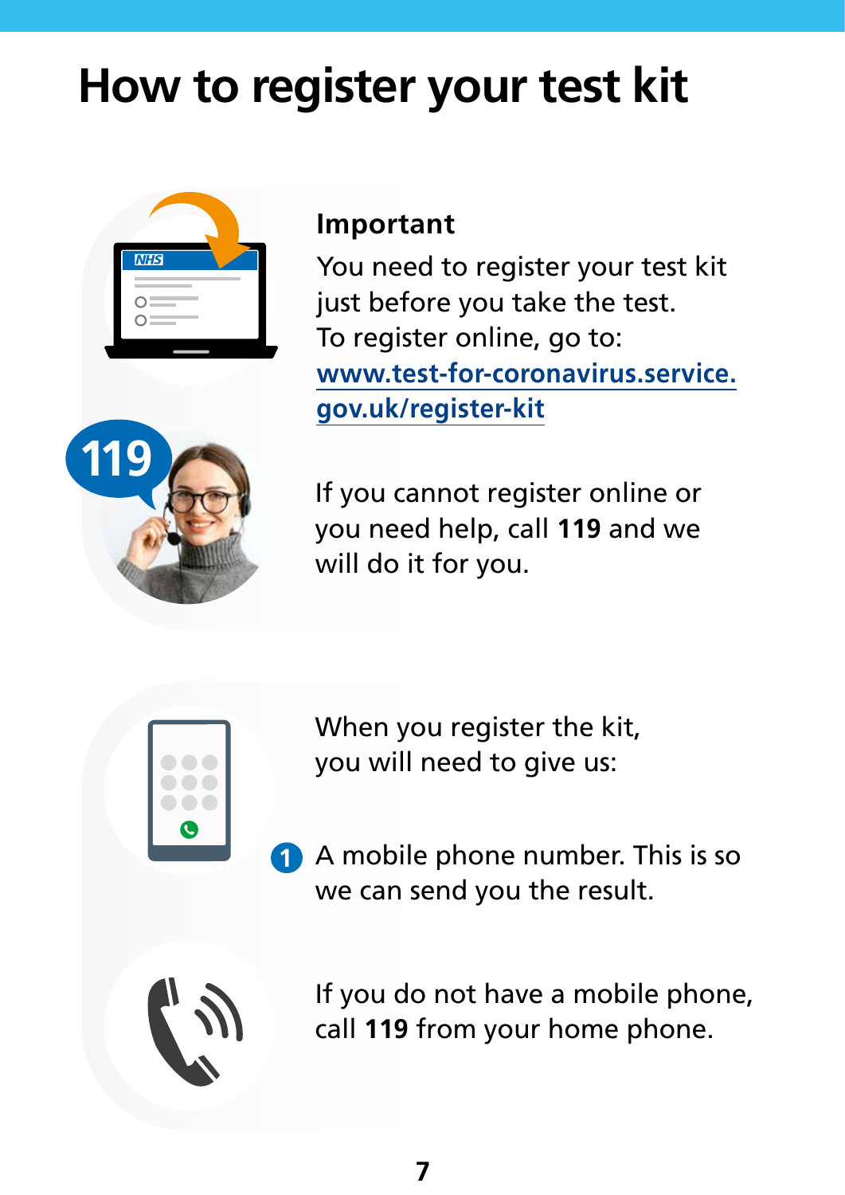# How to register your test kit

**Important**

You need to register your test kit just before you take the test.
To register online, go to:
www.test-for-coronavirus.service.gov.uk/register-kit

If you cannot register online or you need help, call **119** and we will do it for you.

When you register the kit, you will need to give us:

1. A mobile phone number. This is so we can send you the result.

If you do not have a mobile phone, call **119** from your home phone.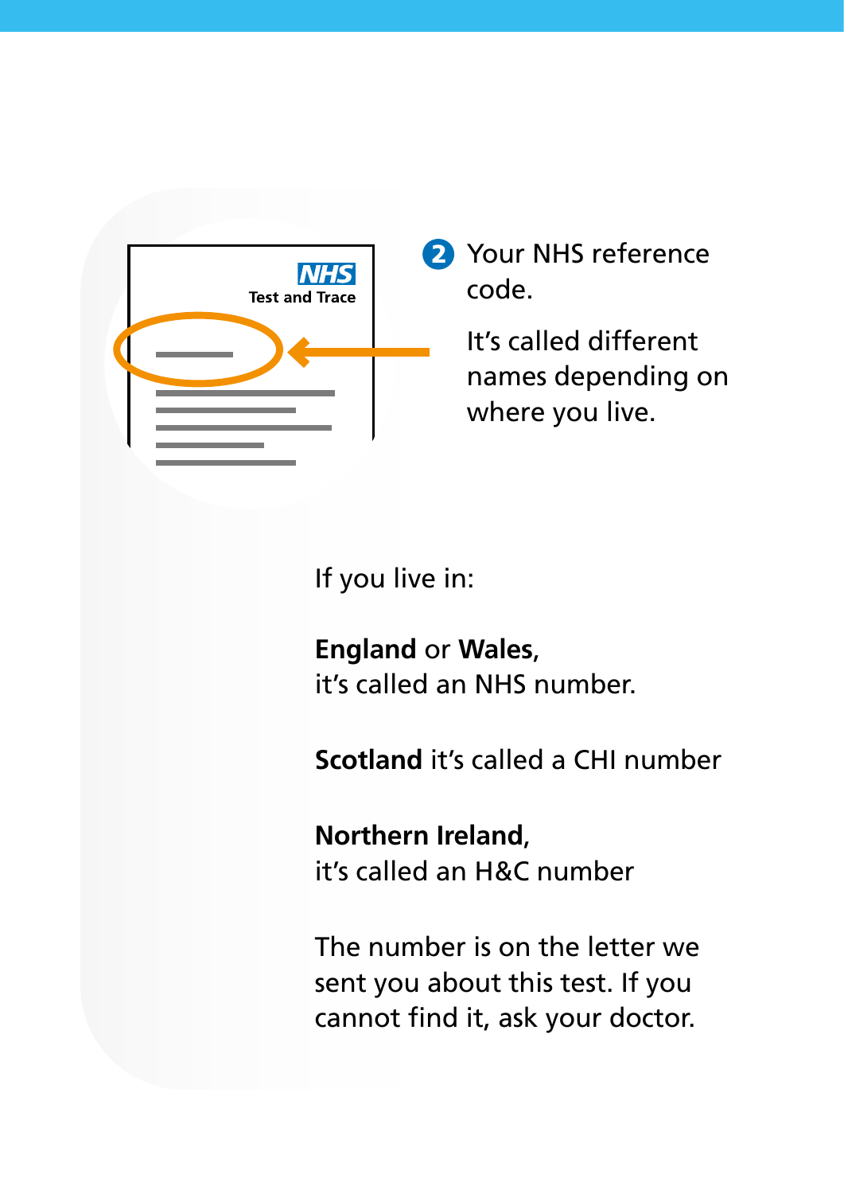NHS
Test and Trace

2. Your NHS reference code.

It's called different names depending on where you live.

If you live in:

**England** or **Wales**,
it's called an NHS number.

**Scotland** it's called a CHI number

**Northern Ireland**,
it's called an H&C number

The number is on the letter we sent you about this test. If you cannot find it, ask your doctor.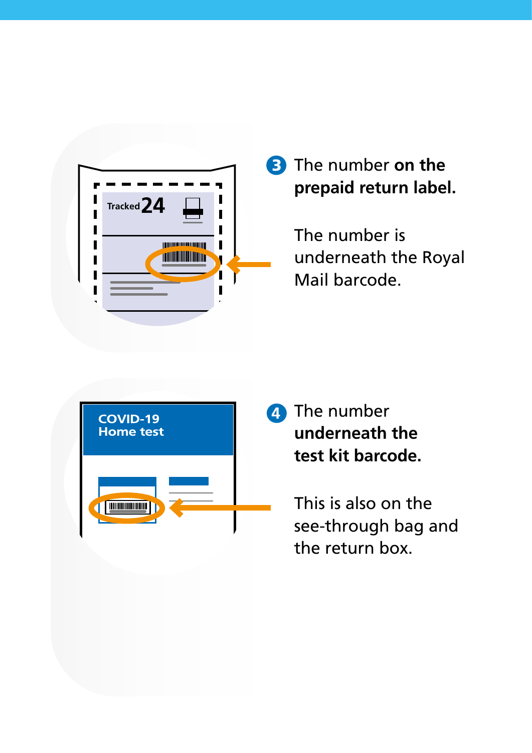3. The number **on the prepaid return label.**

   The number is underneath the Royal Mail barcode.

4. The number **underneath the test kit barcode.**

   This is also on the see-through bag and the return box.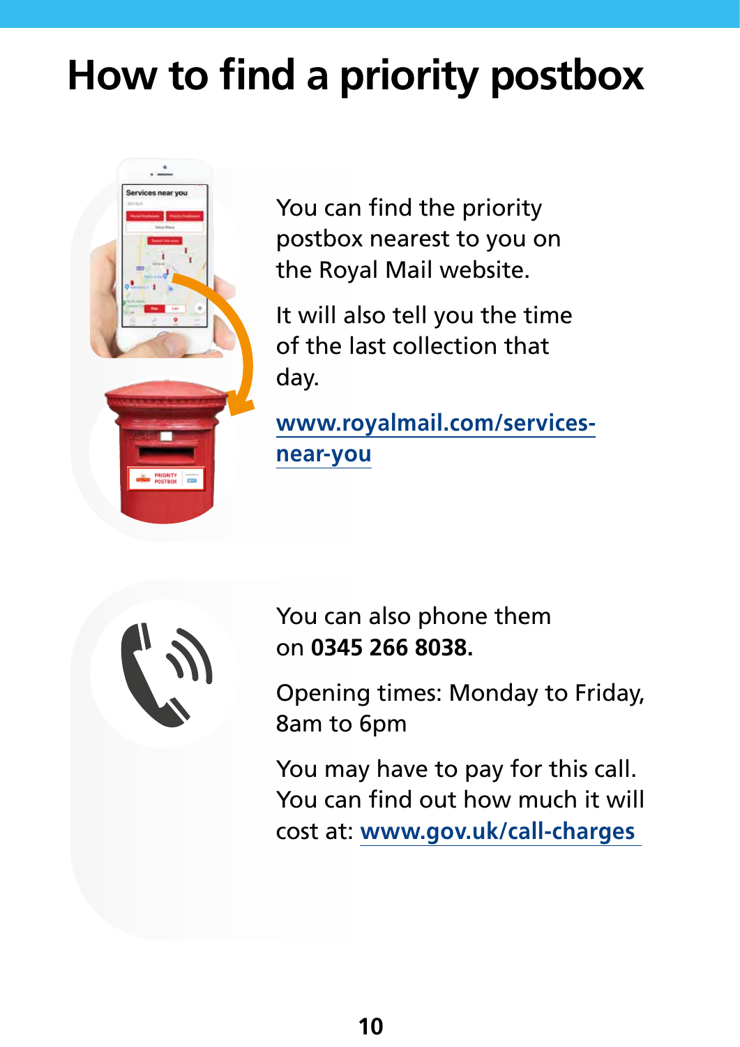# How to find a priority postbox

You can find the priority postbox nearest to you on the Royal Mail website.

It will also tell you the time of the last collection that day.

[www.royalmail.com/services-near-you](www.royalmail.com/services-near-you)

You can also phone them on **0345 266 8038.**

Opening times: Monday to Friday, 8am to 6pm

You may have to pay for this call. You can find out how much it will cost at: [www.gov.uk/call-charges](www.gov.uk/call-charges)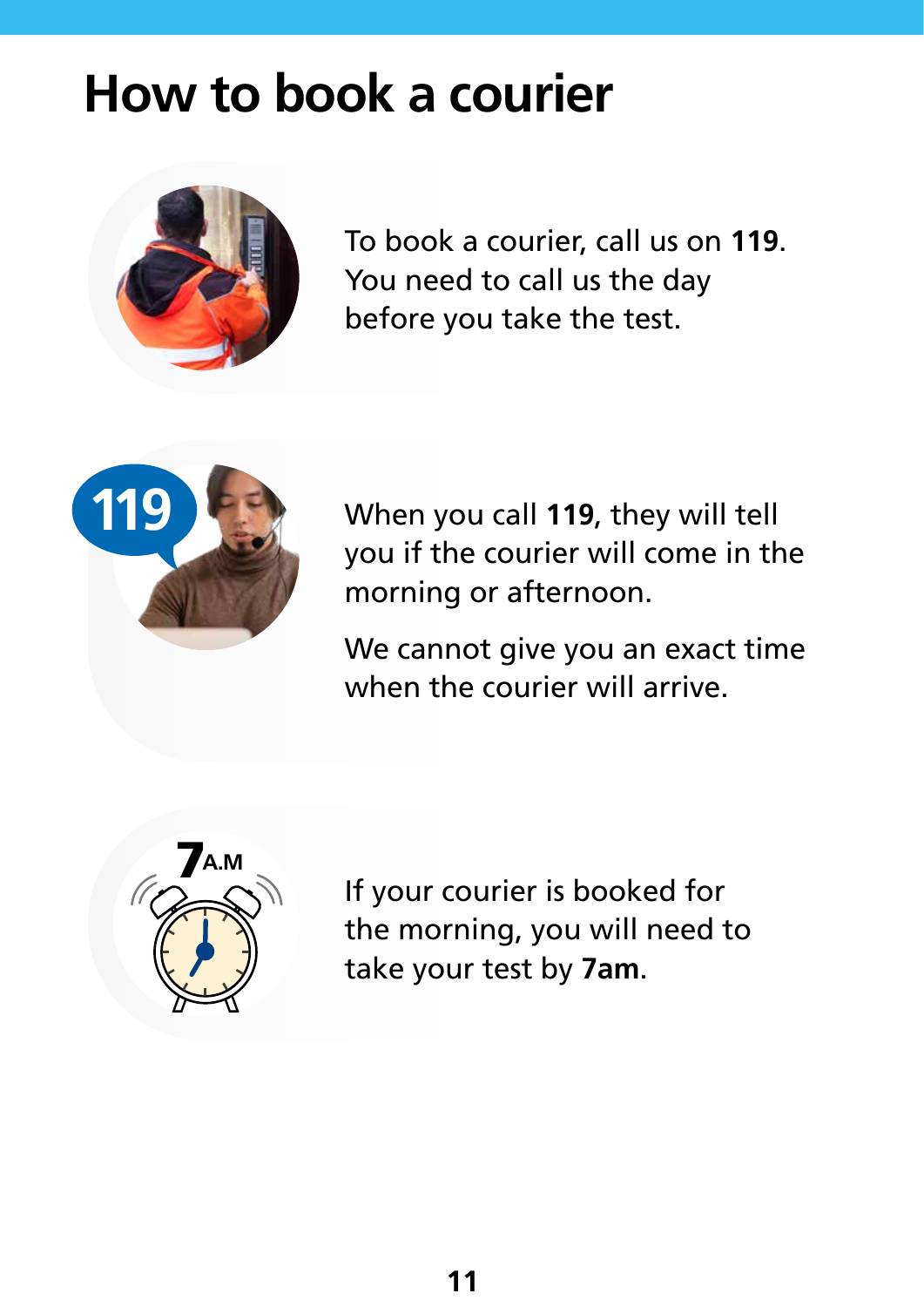# How to book a courier

To book a courier, call us on **119**. You need to call us the day before you take the test.

When you call **119**, they will tell you if the courier will come in the morning or afternoon.

We cannot give you an exact time when the courier will arrive.

If your courier is booked for the morning, you will need to take your test by **7am**.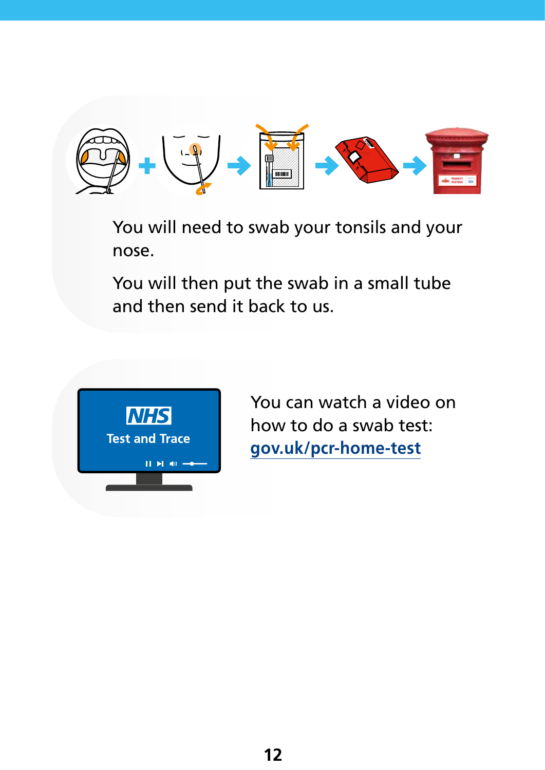You will need to swab your tonsils and your nose.

You will then put the swab in a small tube and then send it back to us.

You can watch a video on how to do a swab test: [gov.uk/pcr-home-test](gov.uk/pcr-home-test)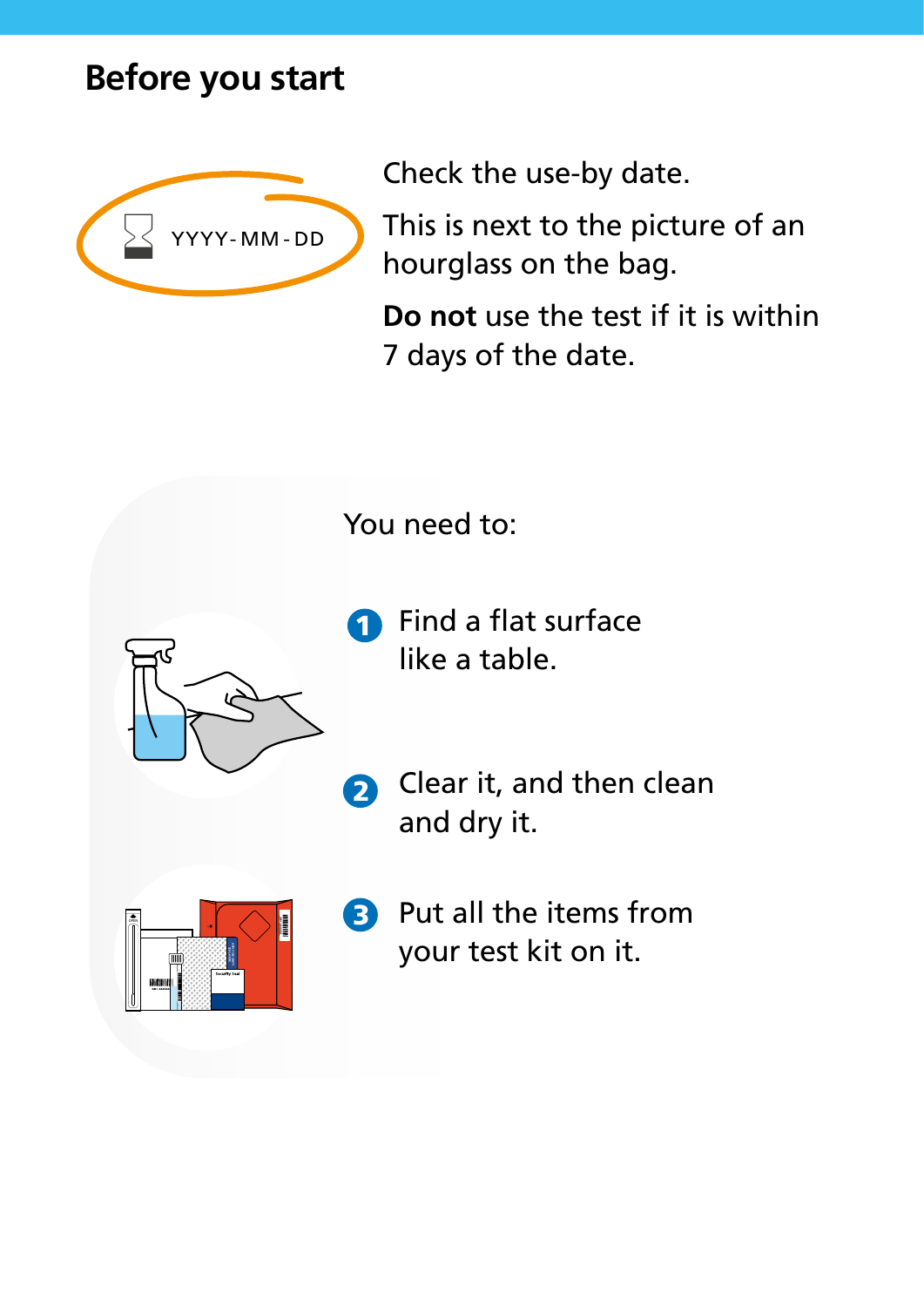## Before you start

YYYY-MM-DD

Check the use-by date.

This is next to the picture of an hourglass on the bag.

**Do not** use the test if it is within 7 days of the date.

You need to:

1. Find a flat surface like a table.
2. Clear it, and then clean and dry it.
3. Put all the items from your test kit on it.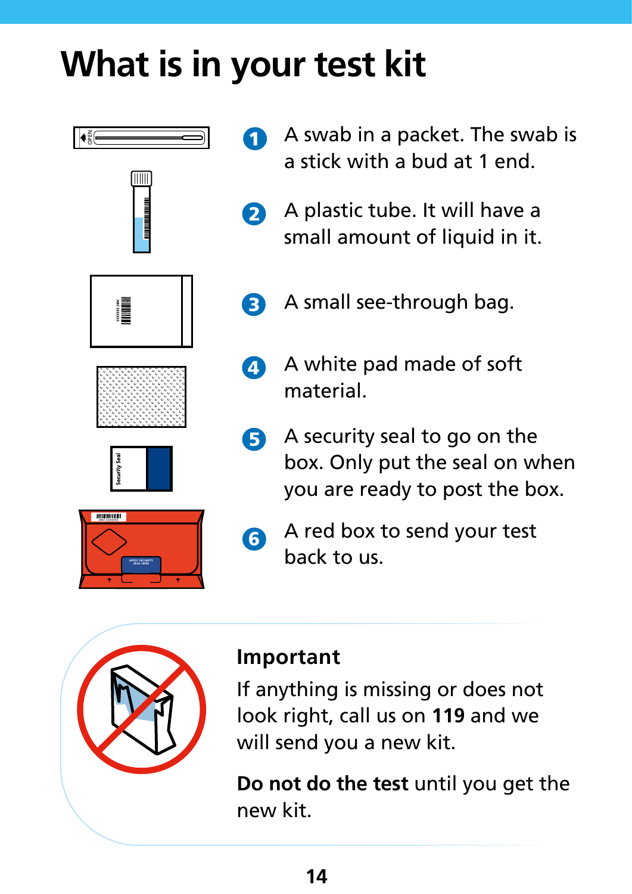# What is in your test kit

1. A swab in a packet. The swab is a stick with a bud at 1 end.
2. A plastic tube. It will have a small amount of liquid in it.
3. A small see-through bag.
4. A white pad made of soft material.
5. A security seal to go on the box. Only put the seal on when you are ready to post the box.
6. A red box to send your test back to us.

**Important**

If anything is missing or does not look right, call us on **119** and we will send you a new kit.

**Do not do the test** until you get the new kit.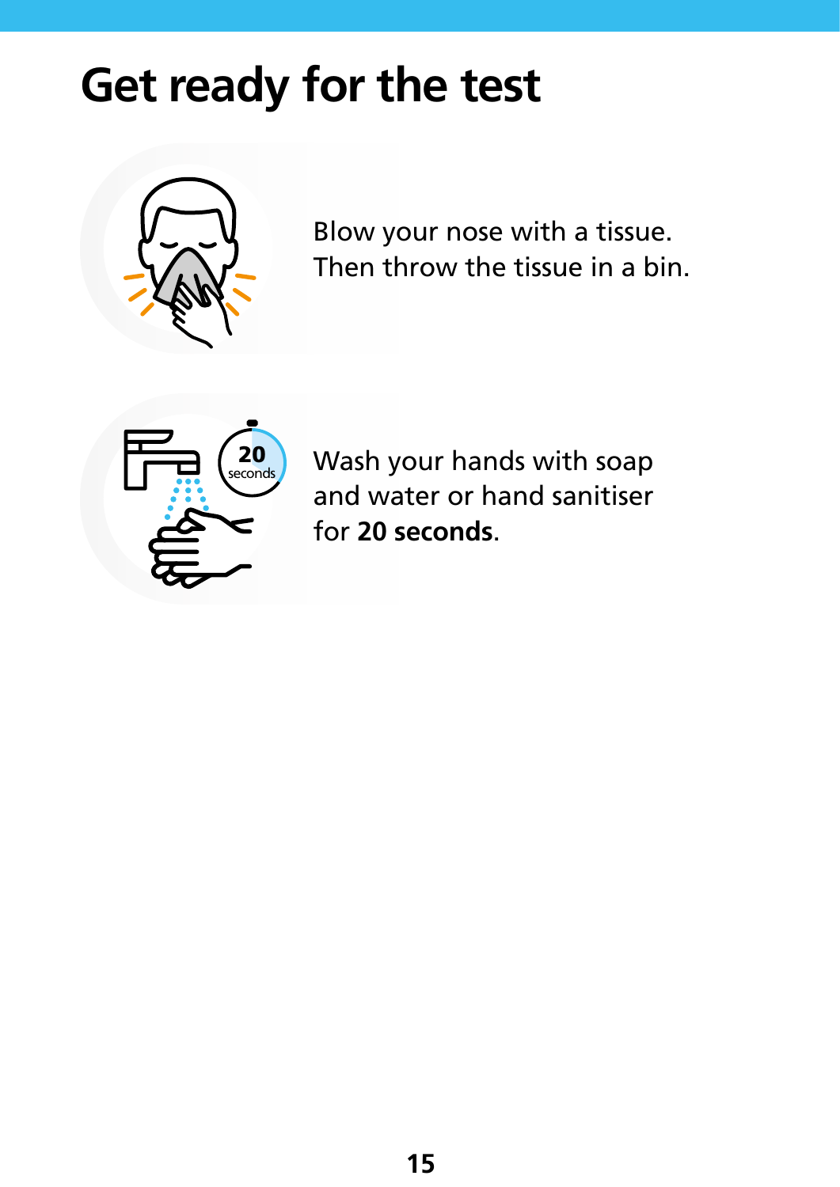# Get ready for the test

Blow your nose with a tissue.
Then throw the tissue in a bin.

Wash your hands with soap and water or hand sanitiser for **20 seconds**.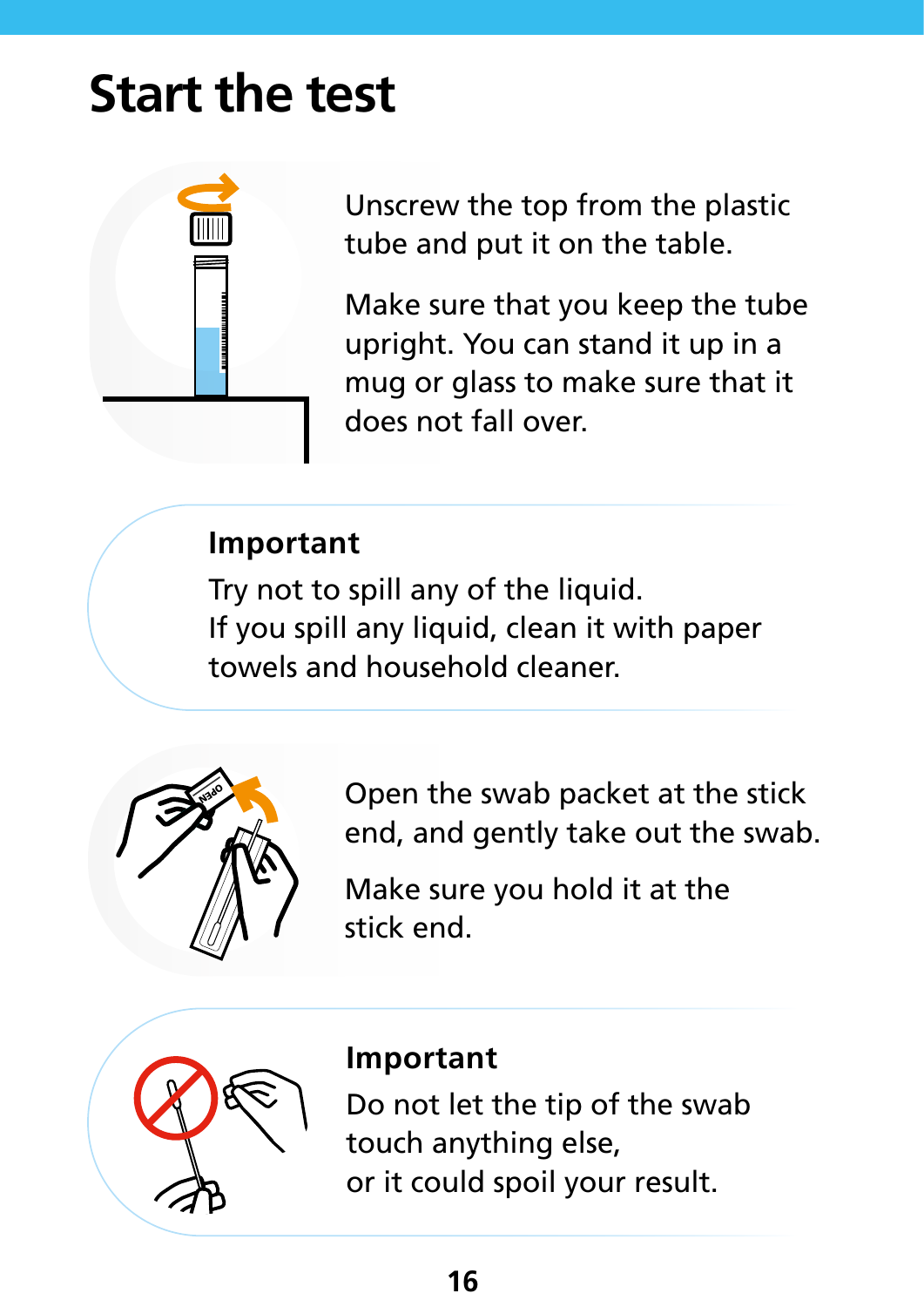# Start the test

Unscrew the top from the plastic tube and put it on the table.

Make sure that you keep the tube upright. You can stand it up in a mug or glass to make sure that it does not fall over.

**Important**

Try not to spill any of the liquid.
If you spill any liquid, clean it with paper towels and household cleaner.

Open the swab packet at the stick end, and gently take out the swab.

Make sure you hold it at the stick end.

**Important**

Do not let the tip of the swab touch anything else,
or it could spoil your result.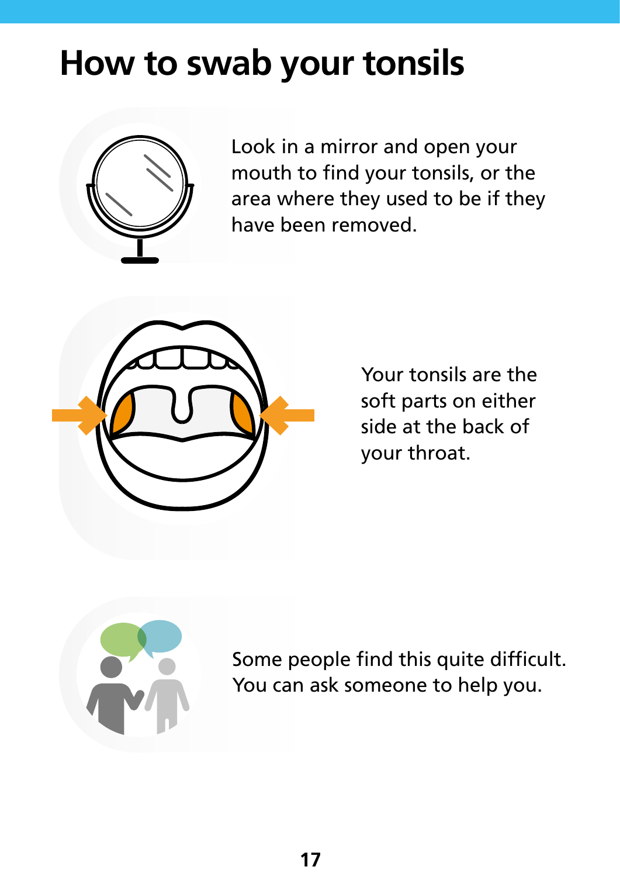# How to swab your tonsils

Look in a mirror and open your mouth to find your tonsils, or the area where they used to be if they have been removed.

Your tonsils are the soft parts on either side at the back of your throat.

Some people find this quite difficult. You can ask someone to help you.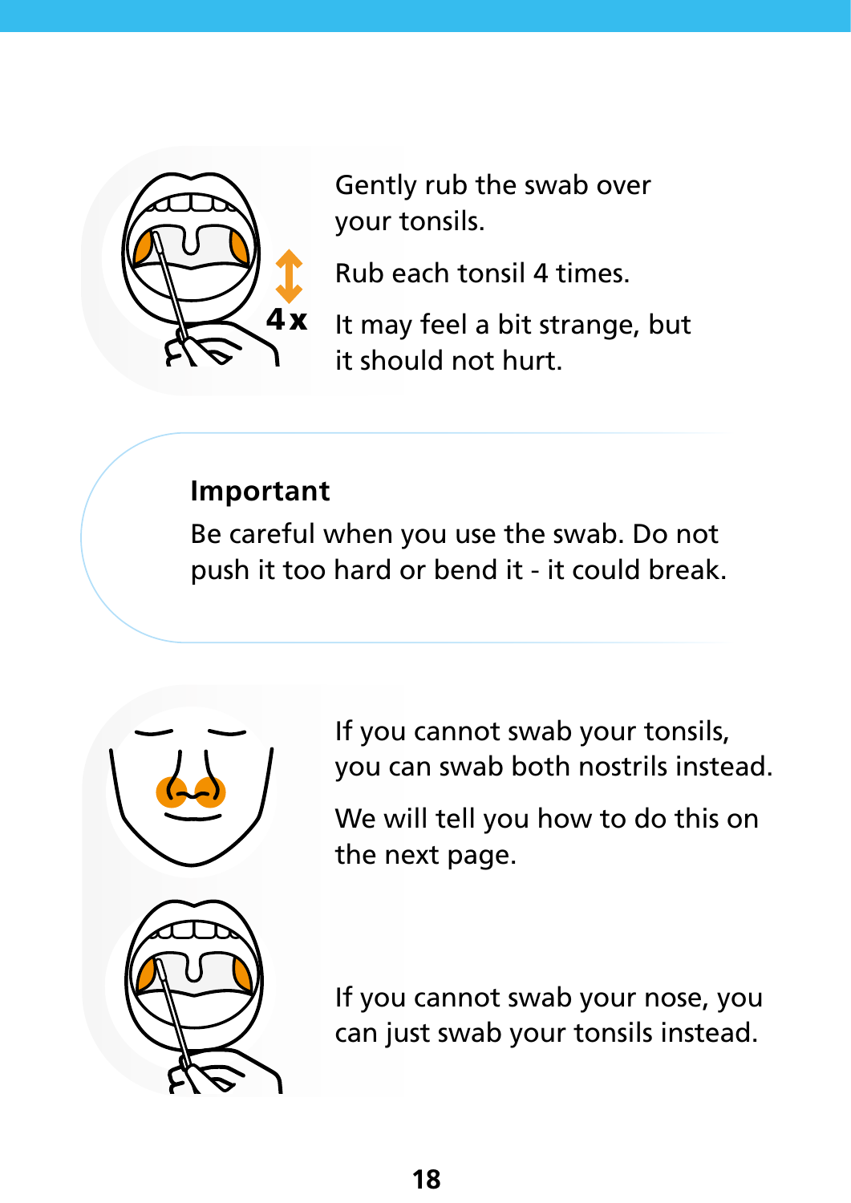Gently rub the swab over your tonsils.

Rub each tonsil 4 times.

It may feel a bit strange, but it should not hurt.

**Important**

Be careful when you use the swab. Do not push it too hard or bend it - it could break.

If you cannot swab your tonsils, you can swab both nostrils instead.

We will tell you how to do this on the next page.

If you cannot swab your nose, you can just swab your tonsils instead.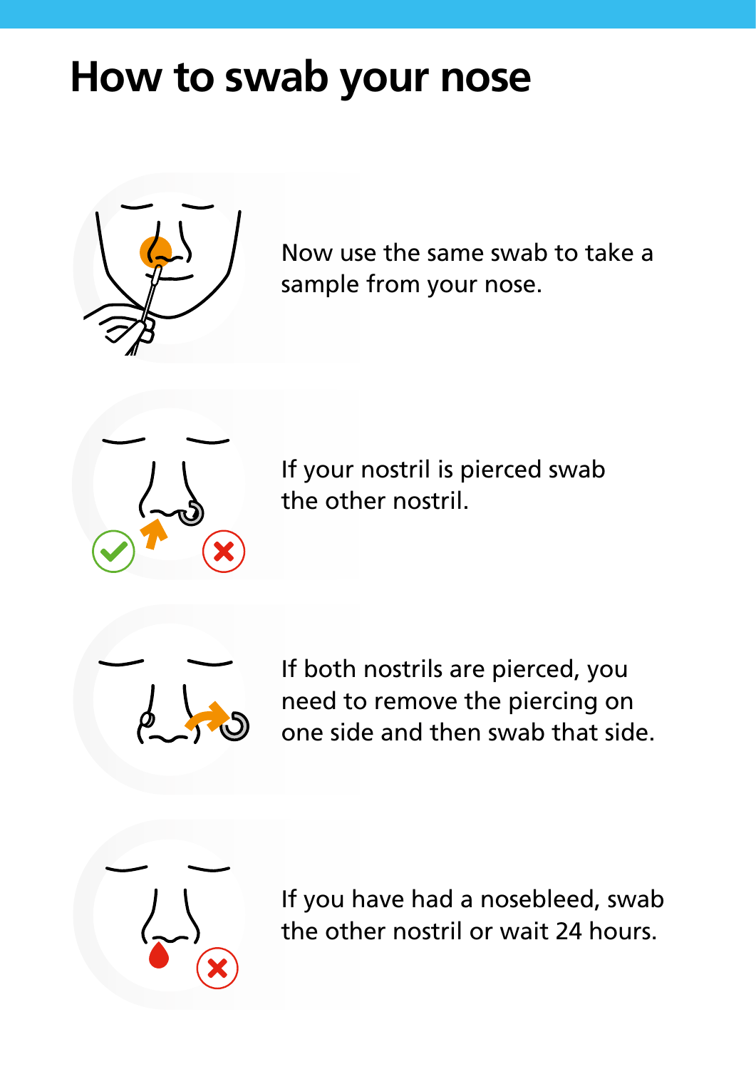# How to swab your nose

Now use the same swab to take a sample from your nose.

If your nostril is pierced swab the other nostril.

If both nostrils are pierced, you need to remove the piercing on one side and then swab that side.

If you have had a nosebleed, swab the other nostril or wait 24 hours.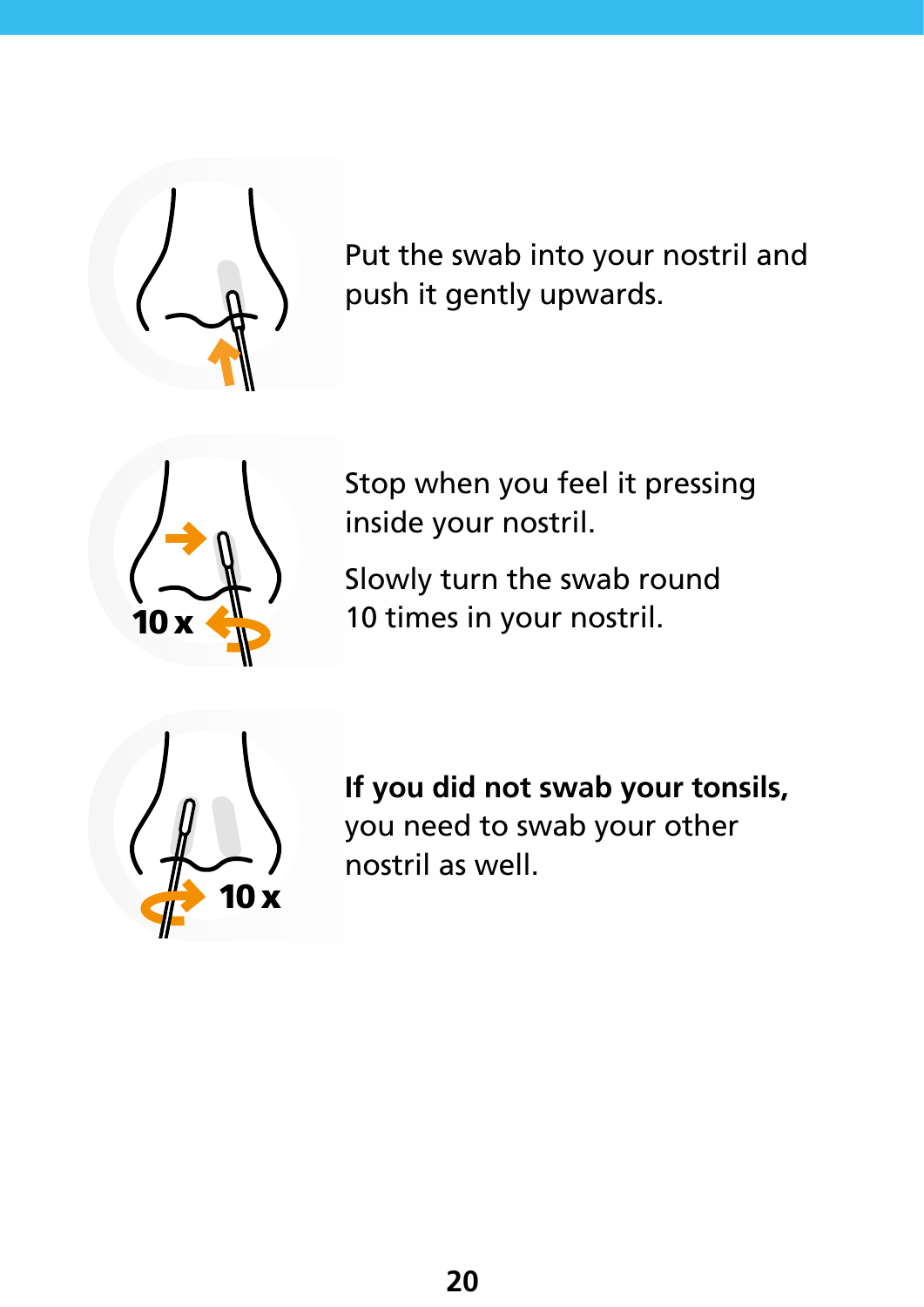Put the swab into your nostril and push it gently upwards.

Stop when you feel it pressing inside your nostril.

Slowly turn the swab round 10 times in your nostril.

**If you did not swab your tonsils,** you need to swab your other nostril as well.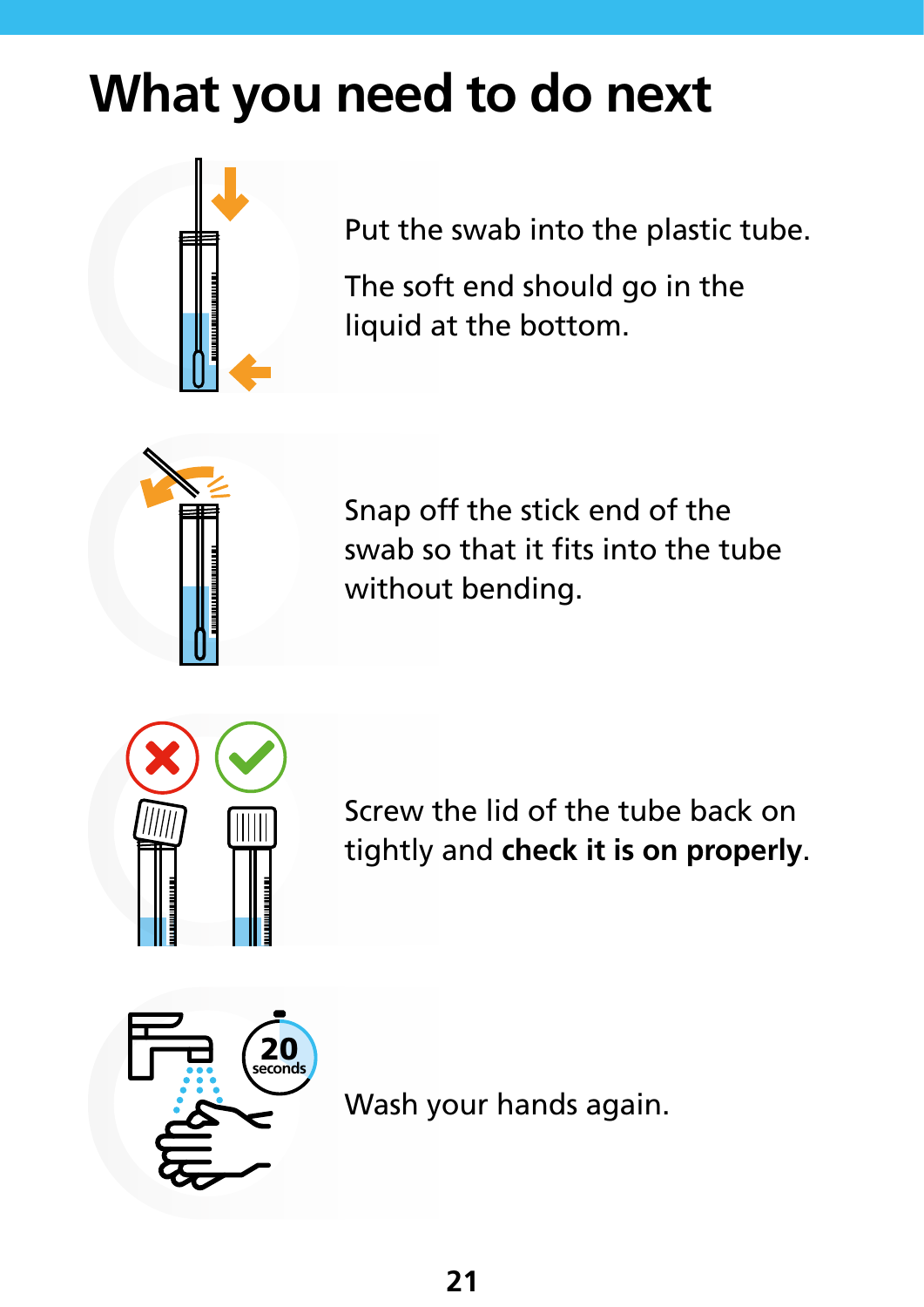# What you need to do next

Put the swab into the plastic tube.

The soft end should go in the liquid at the bottom.

Snap off the stick end of the swab so that it fits into the tube without bending.

Screw the lid of the tube back on tightly and **check it is on properly**.

Wash your hands again.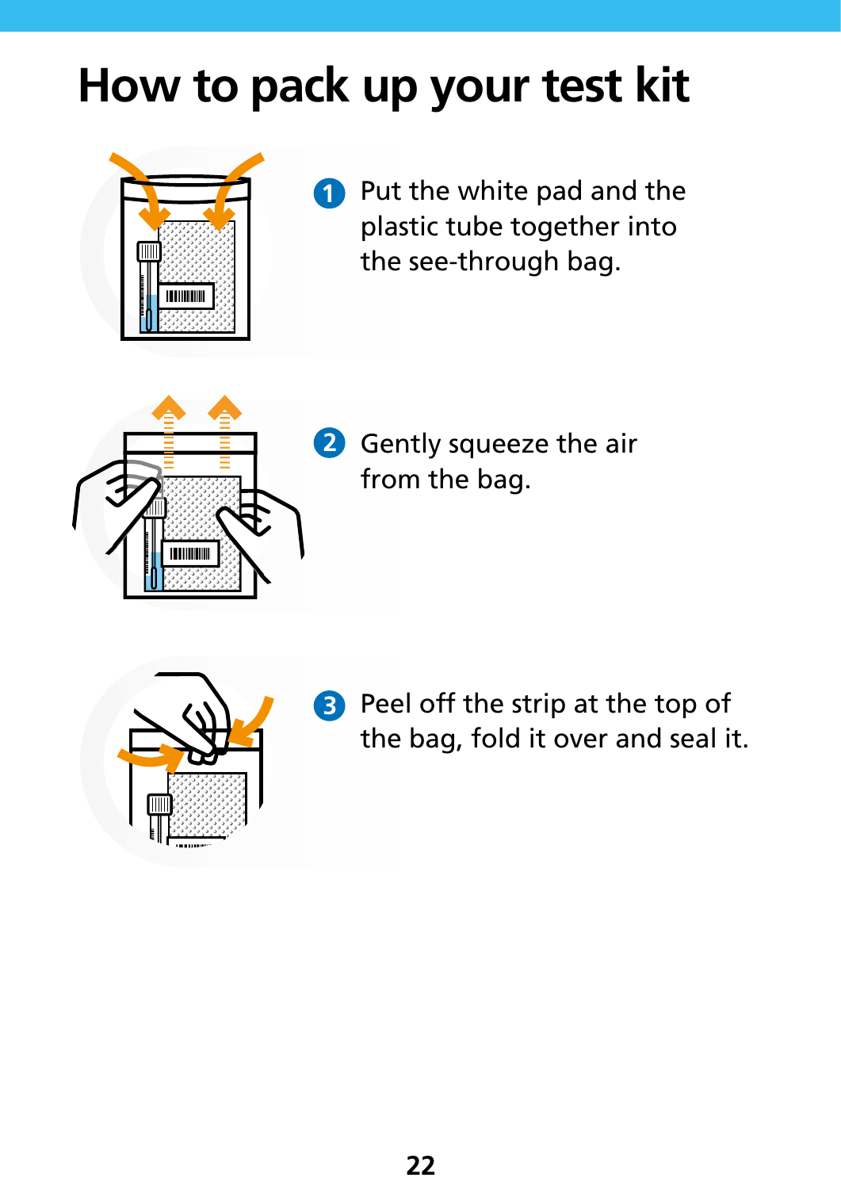# How to pack up your test kit

1. Put the white pad and the plastic tube together into the see-through bag.

2. Gently squeeze the air from the bag.

3. Peel off the strip at the top of the bag, fold it over and seal it.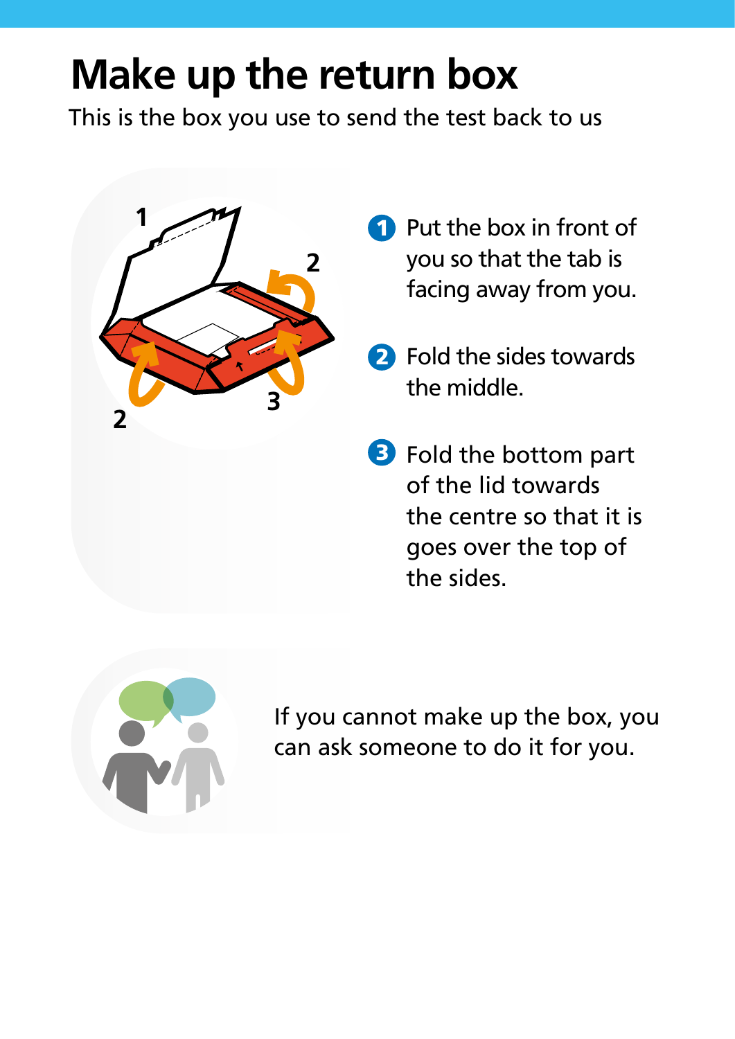# Make up the return box

This is the box you use to send the test back to us

1. Put the box in front of you so that the tab is facing away from you.
2. Fold the sides towards the middle.
3. Fold the bottom part of the lid towards the centre so that it is goes over the top of the sides.

If you cannot make up the box, you can ask someone to do it for you.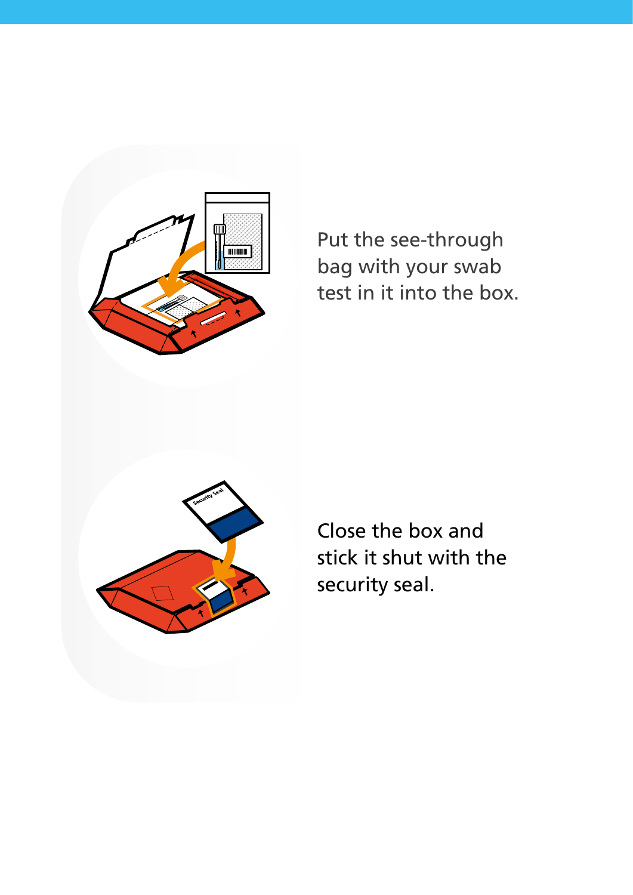Put the see-through bag with your swab test in it into the box.

Close the box and stick it shut with the security seal.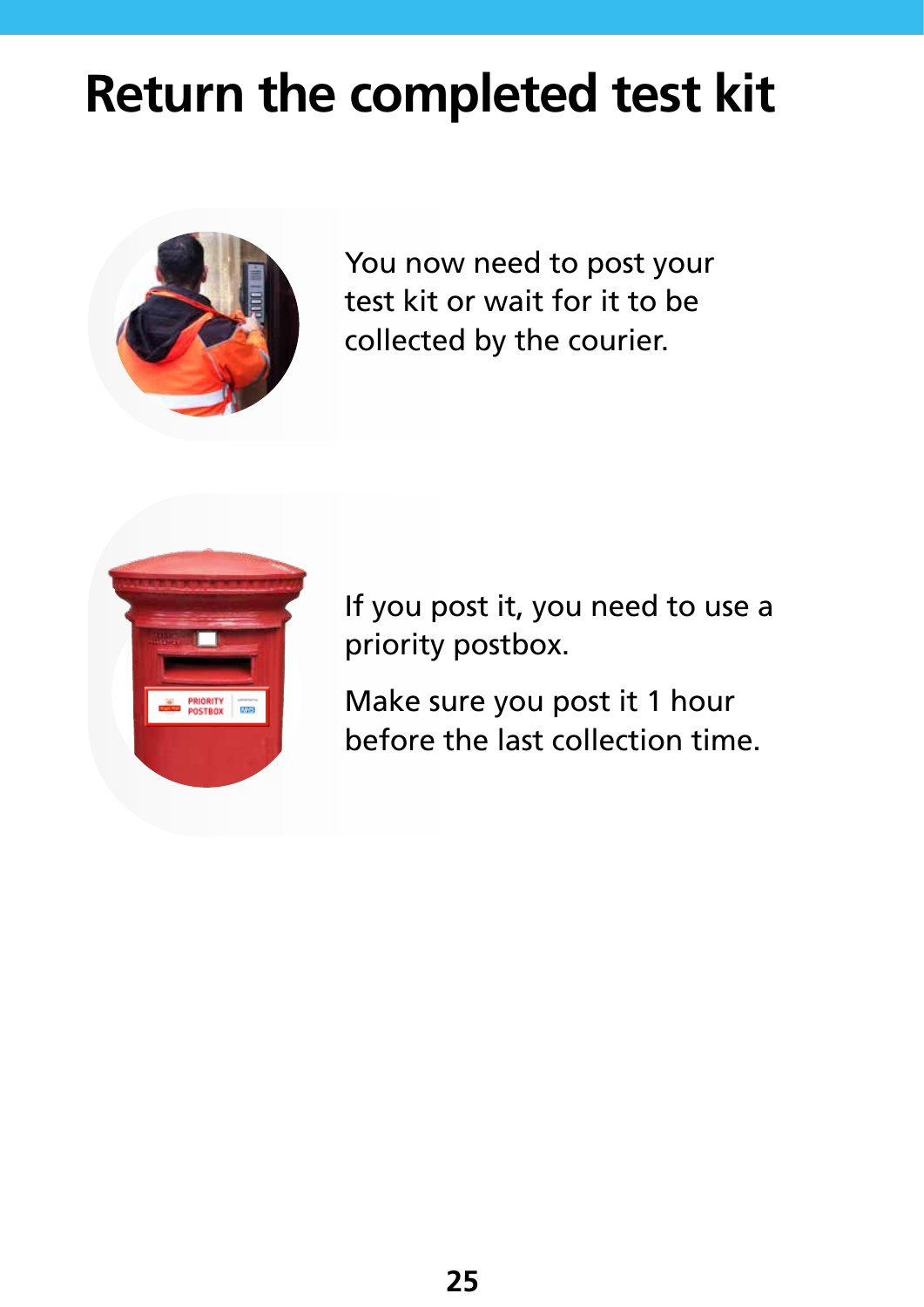# Return the completed test kit

You now need to post your test kit or wait for it to be collected by the courier.

If you post it, you need to use a priority postbox.

Make sure you post it 1 hour before the last collection time.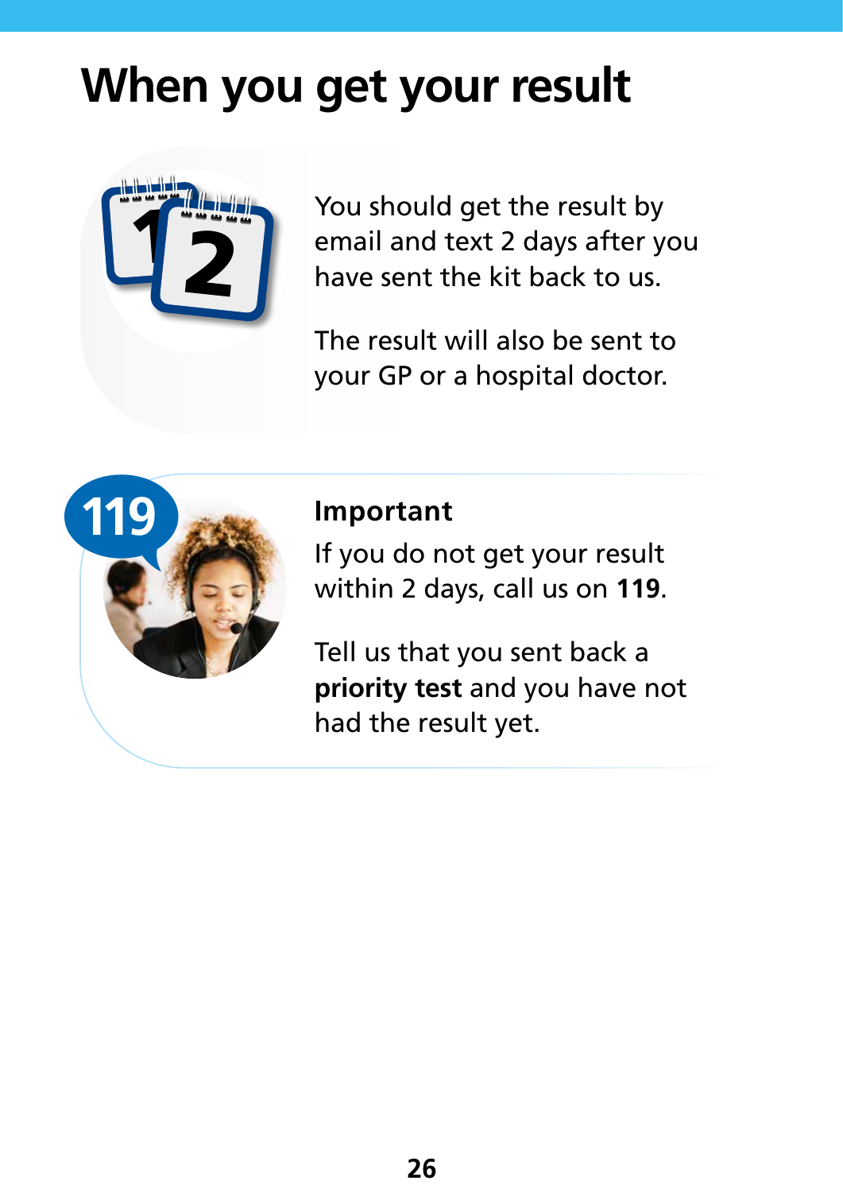# When you get your result

You should get the result by email and text 2 days after you have sent the kit back to us.

The result will also be sent to your GP or a hospital doctor.

**Important**

If you do not get your result within 2 days, call us on **119**.

Tell us that you sent back a **priority test** and you have not had the result yet.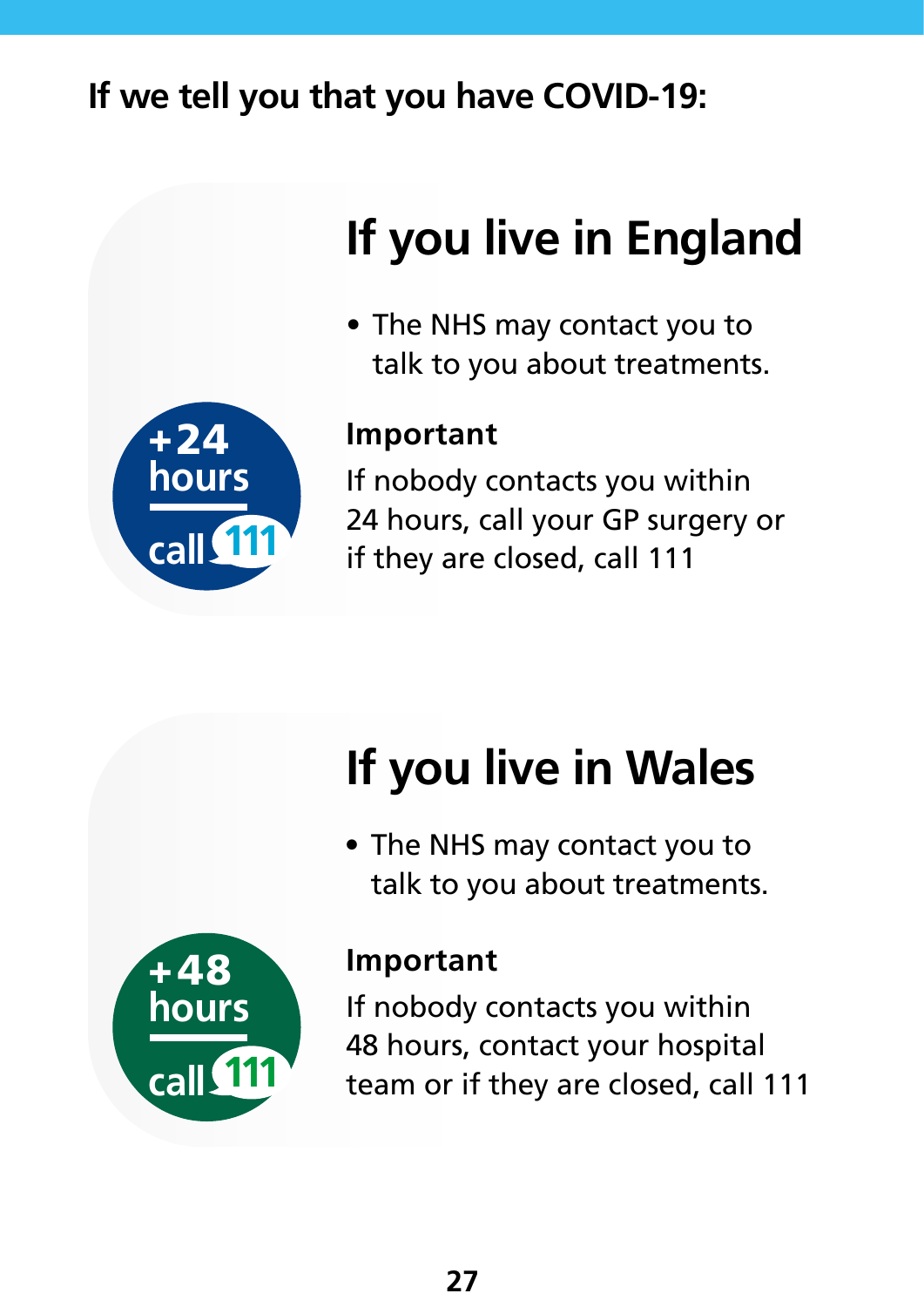**If we tell you that you have COVID-19:**

## If you live in England

+24 hours call 111

- The NHS may contact you to talk to you about treatments.

**Important**

If nobody contacts you within 24 hours, call your GP surgery or if they are closed, call 111

## If you live in Wales

+48 hours call 111

- The NHS may contact you to talk to you about treatments.

**Important**

If nobody contacts you within 48 hours, contact your hospital team or if they are closed, call 111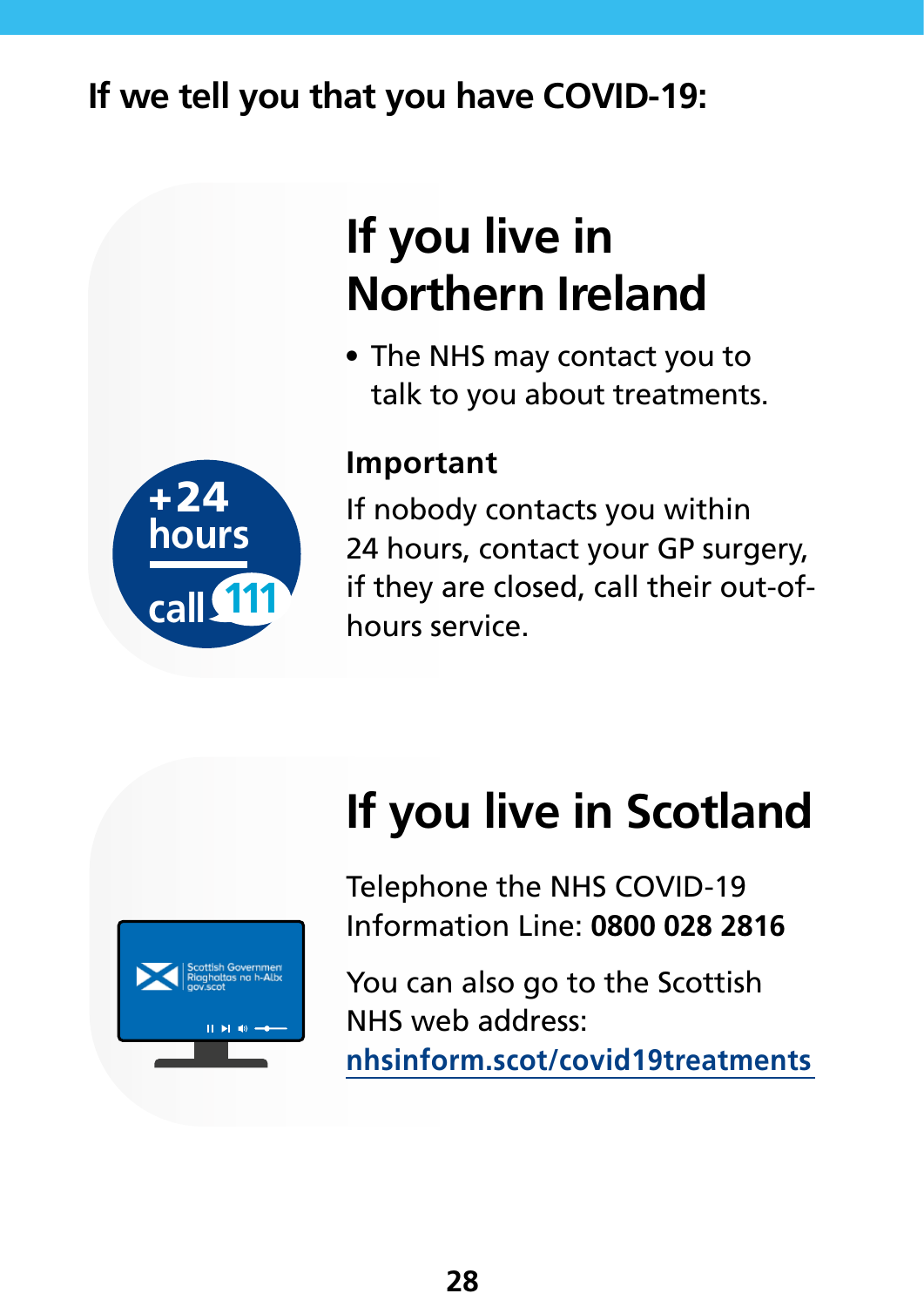## If we tell you that you have COVID-19:

### If you live in Northern Ireland

- The NHS may contact you to talk to you about treatments.

**Important**

If nobody contacts you within 24 hours, contact your GP surgery, if they are closed, call their out-of-hours service.

+24 hours

call 111

### If you live in Scotland

Telephone the NHS COVID-19 Information Line: **0800 028 2816**

You can also go to the Scottish NHS web address: nhsinform.scot/covid19treatments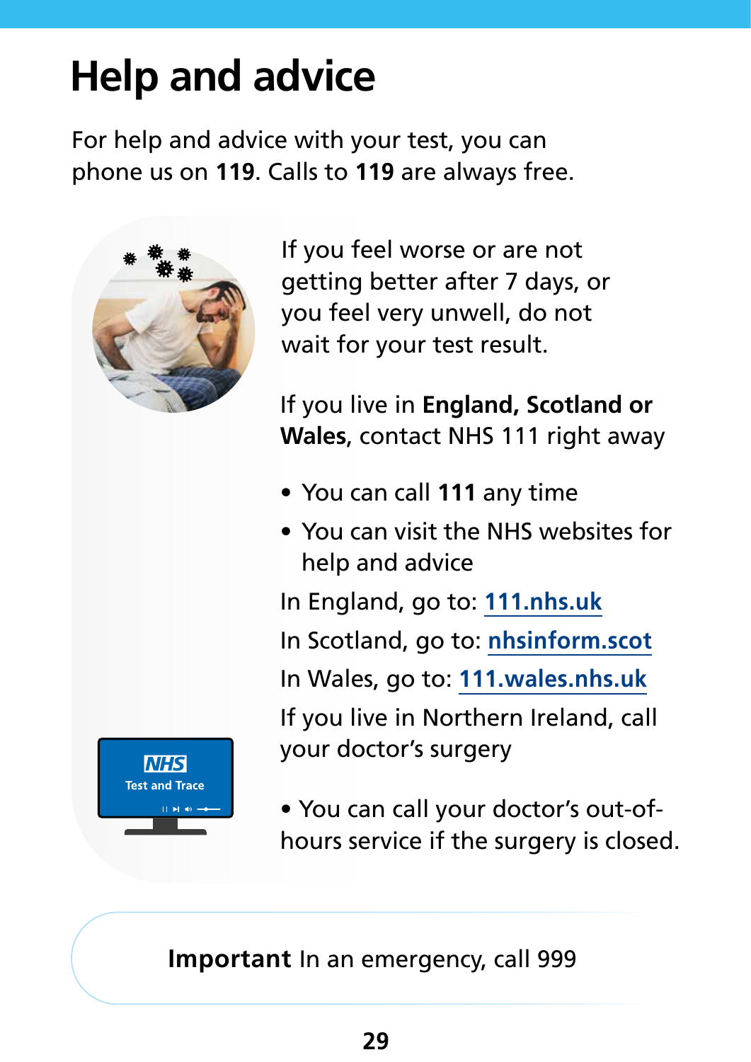# Help and advice

For help and advice with your test, you can phone us on **119**. Calls to **119** are always free.

If you feel worse or are not getting better after 7 days, or you feel very unwell, do not wait for your test result.

If you live in **England, Scotland or Wales**, contact NHS 111 right away

- You can call **111** any time
- You can visit the NHS websites for help and advice

In England, go to: **111.nhs.uk**

In Scotland, go to: **nhsinform.scot**

In Wales, go to: **111.wales.nhs.uk**

If you live in Northern Ireland, call your doctor's surgery

- You can call your doctor's out-of-hours service if the surgery is closed.

**Important** In an emergency, call 999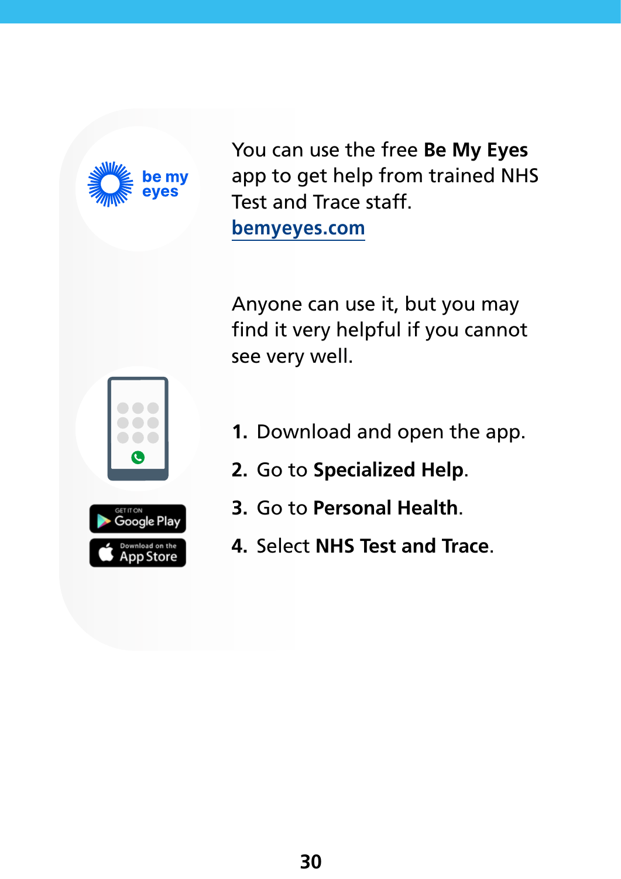You can use the free **Be My Eyes** app to get help from trained NHS Test and Trace staff.
bemyeyes.com

Anyone can use it, but you may find it very helpful if you cannot see very well.

1. Download and open the app.
2. Go to **Specialized Help**.
3. Go to **Personal Health**.
4. Select **NHS Test and Trace**.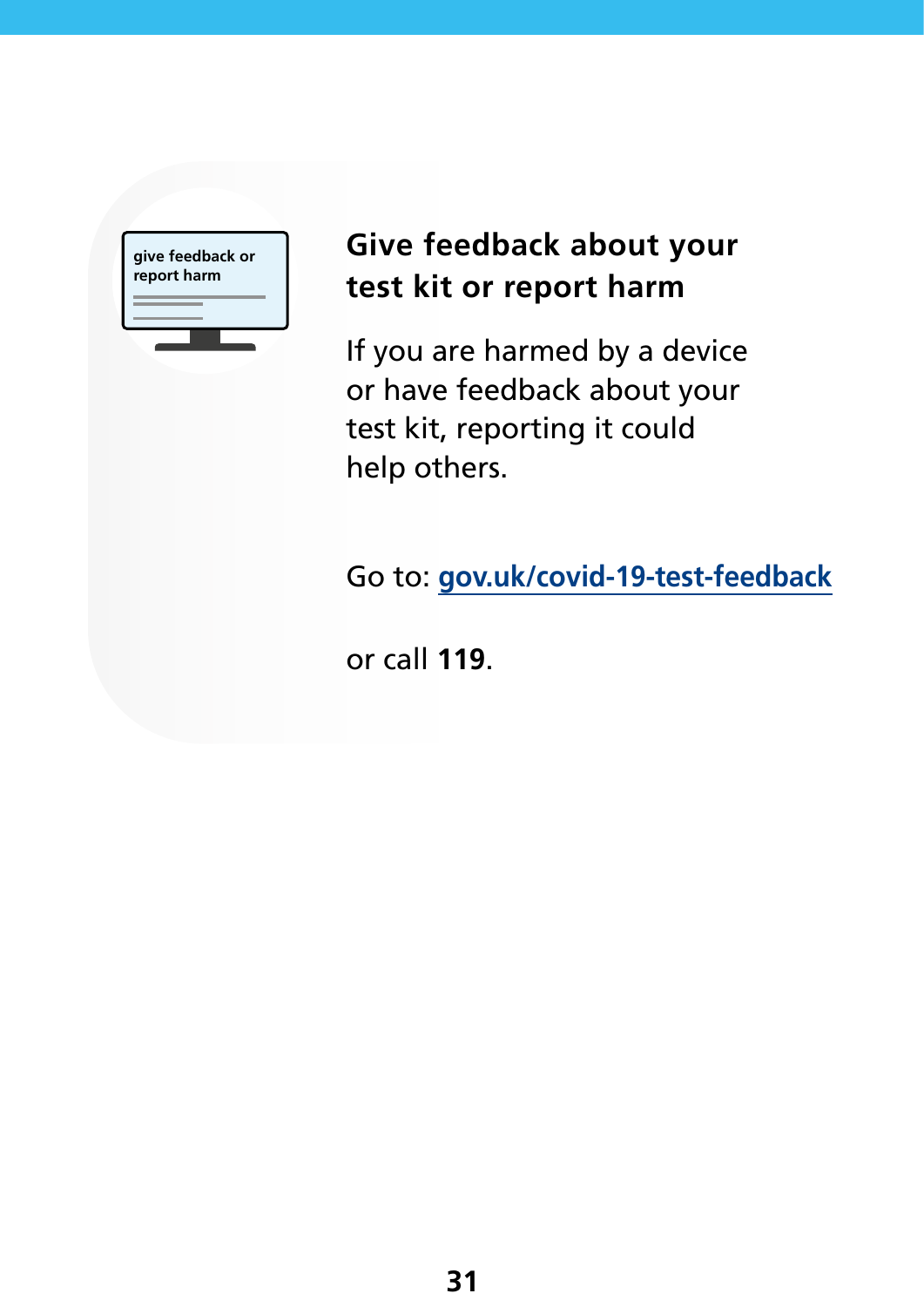## Give feedback about your test kit or report harm

If you are harmed by a device or have feedback about your test kit, reporting it could help others.

Go to: **gov.uk/covid-19-test-feedback**

or call **119**.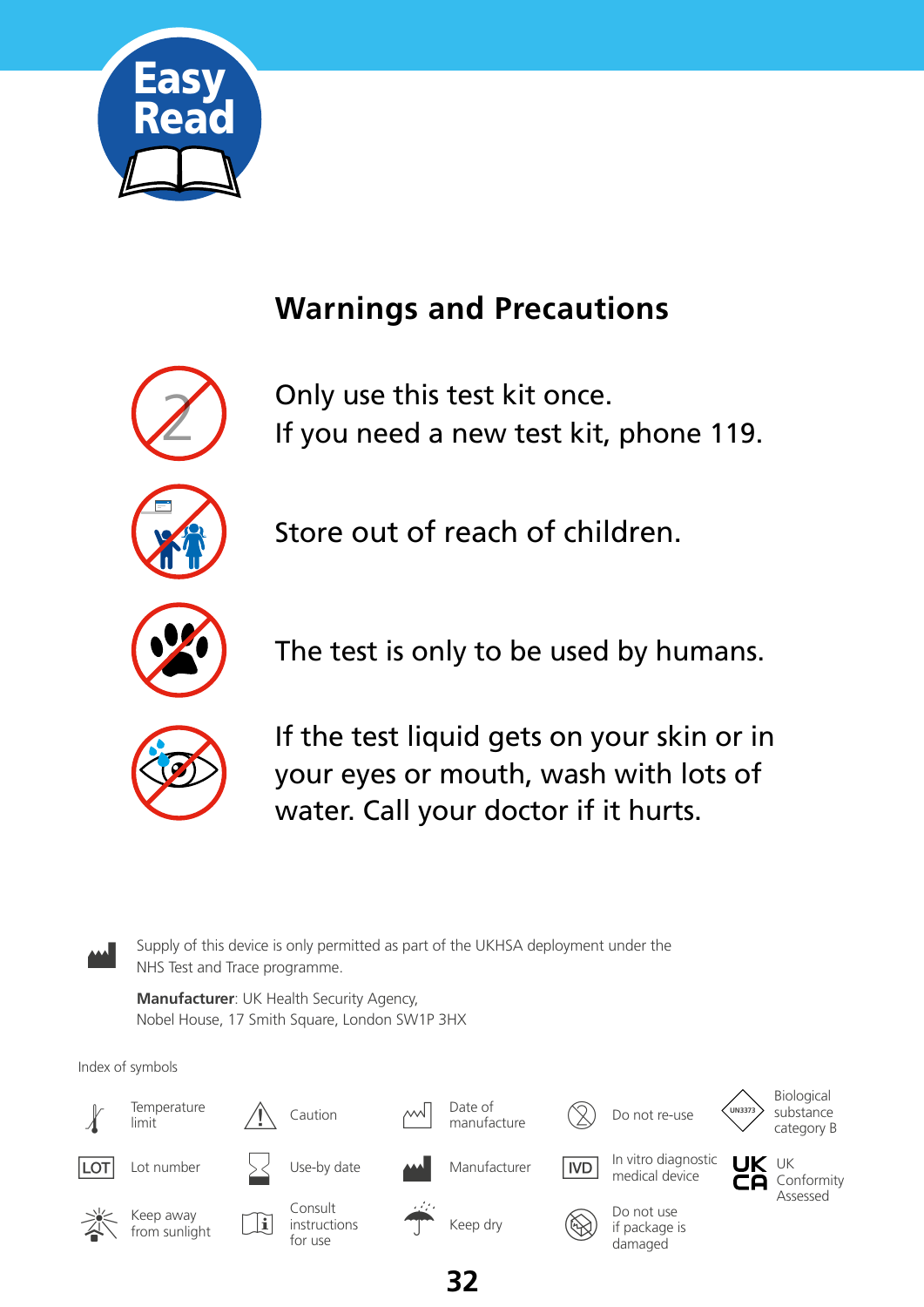Easy Read

## Warnings and Precautions

Only use this test kit once.
If you need a new test kit, phone 119.

Store out of reach of children.

The test is only to be used by humans.

If the test liquid gets on your skin or in your eyes or mouth, wash with lots of water. Call your doctor if it hurts.

Supply of this device is only permitted as part of the UKHSA deployment under the NHS Test and Trace programme.

**Manufacturer**: UK Health Security Agency,
Nobel House, 17 Smith Square, London SW1P 3HX

Index of symbols

- Temperature limit
- Caution
- Date of manufacture
- Do not re-use
- Biological substance category B (UN3373)
- Lot number (LOT)
- Use-by date
- Manufacturer
- In vitro diagnostic medical device (IVD)
- UK Conformity Assessed (UKCA)
- Keep away from sunlight
- Consult instructions for use
- Keep dry
- Do not use if package is damaged